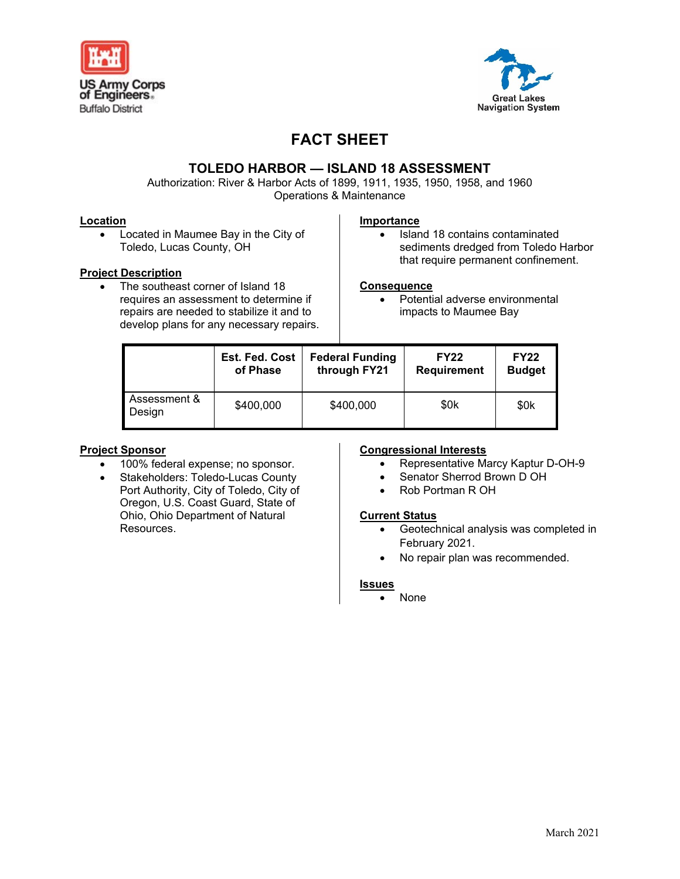US Army Corps of Engineers
Buffalo District

Great Lakes Navigation System

# FACT SHEET

## TOLEDO HARBOR — ISLAND 18 ASSESSMENT

Authorization: River & Harbor Acts of 1899, 1911, 1935, 1950, 1958, and 1960
Operations & Maintenance

### Location

- Located in Maumee Bay in the City of Toledo, Lucas County, OH

### Project Description

- The southeast corner of Island 18 requires an assessment to determine if repairs are needed to stabilize it and to develop plans for any necessary repairs.

### Importance

- Island 18 contains contaminated sediments dredged from Toledo Harbor that require permanent confinement.

### Consequence

- Potential adverse environmental impacts to Maumee Bay

| | Est. Fed. Cost of Phase | Federal Funding through FY21 | FY22 Requirement | FY22 Budget |
|---|---|---|---|---|
| Assessment & Design | $400,000 | $400,000 | $0k | $0k |

### Project Sponsor

- 100% federal expense; no sponsor.
- Stakeholders: Toledo-Lucas County Port Authority, City of Toledo, City of Oregon, U.S. Coast Guard, State of Ohio, Ohio Department of Natural Resources.

### Congressional Interests

- Representative Marcy Kaptur D-OH-9
- Senator Sherrod Brown D OH
- Rob Portman R OH

### Current Status

- Geotechnical analysis was completed in February 2021.
- No repair plan was recommended.

### Issues

- None

March 2021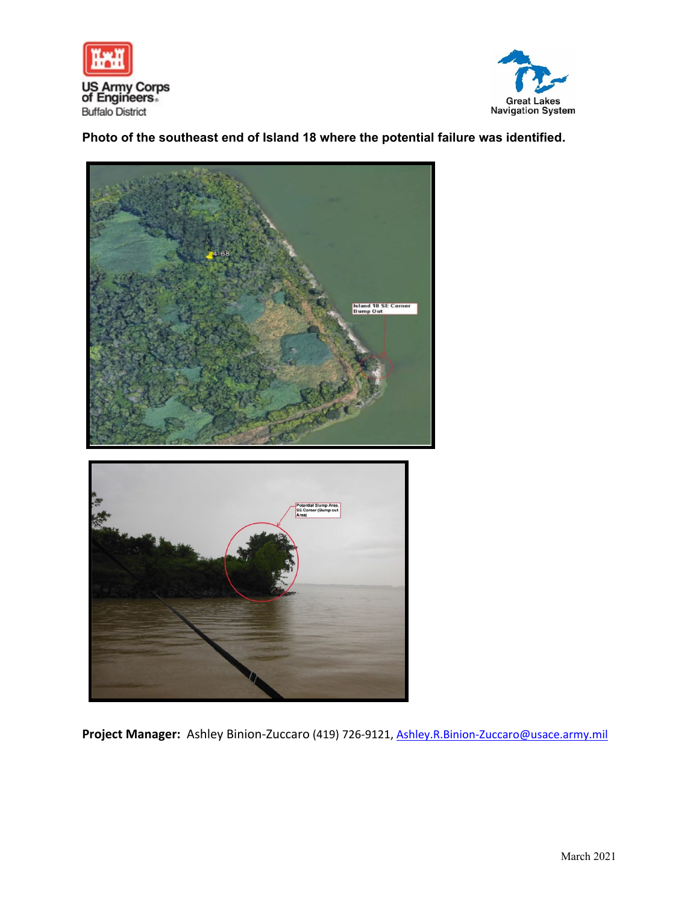**Photo of the southeast end of Island 18 where the potential failure was identified.**

**Project Manager:** Ashley Binion-Zuccaro (419) 726-9121, Ashley.R.Binion-Zuccaro@usace.army.mil

March 2021